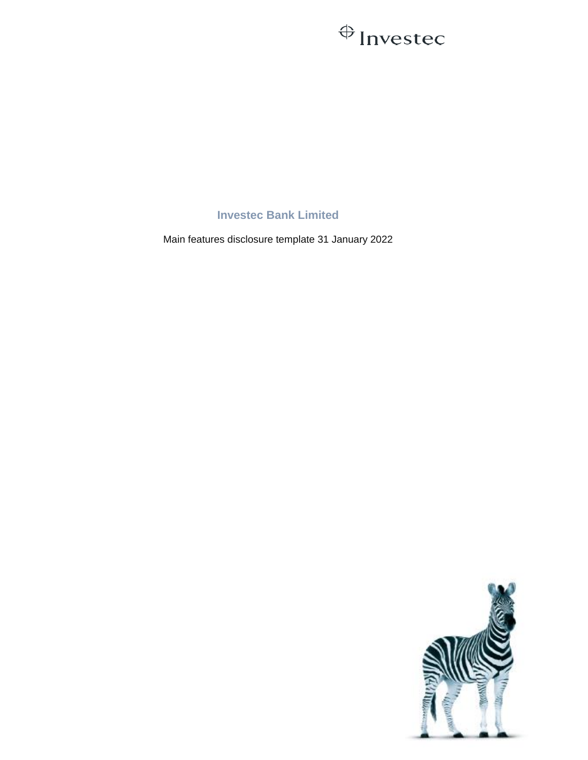Investec

# Investec Bank Limited

Main features disclosure template 31 January 2022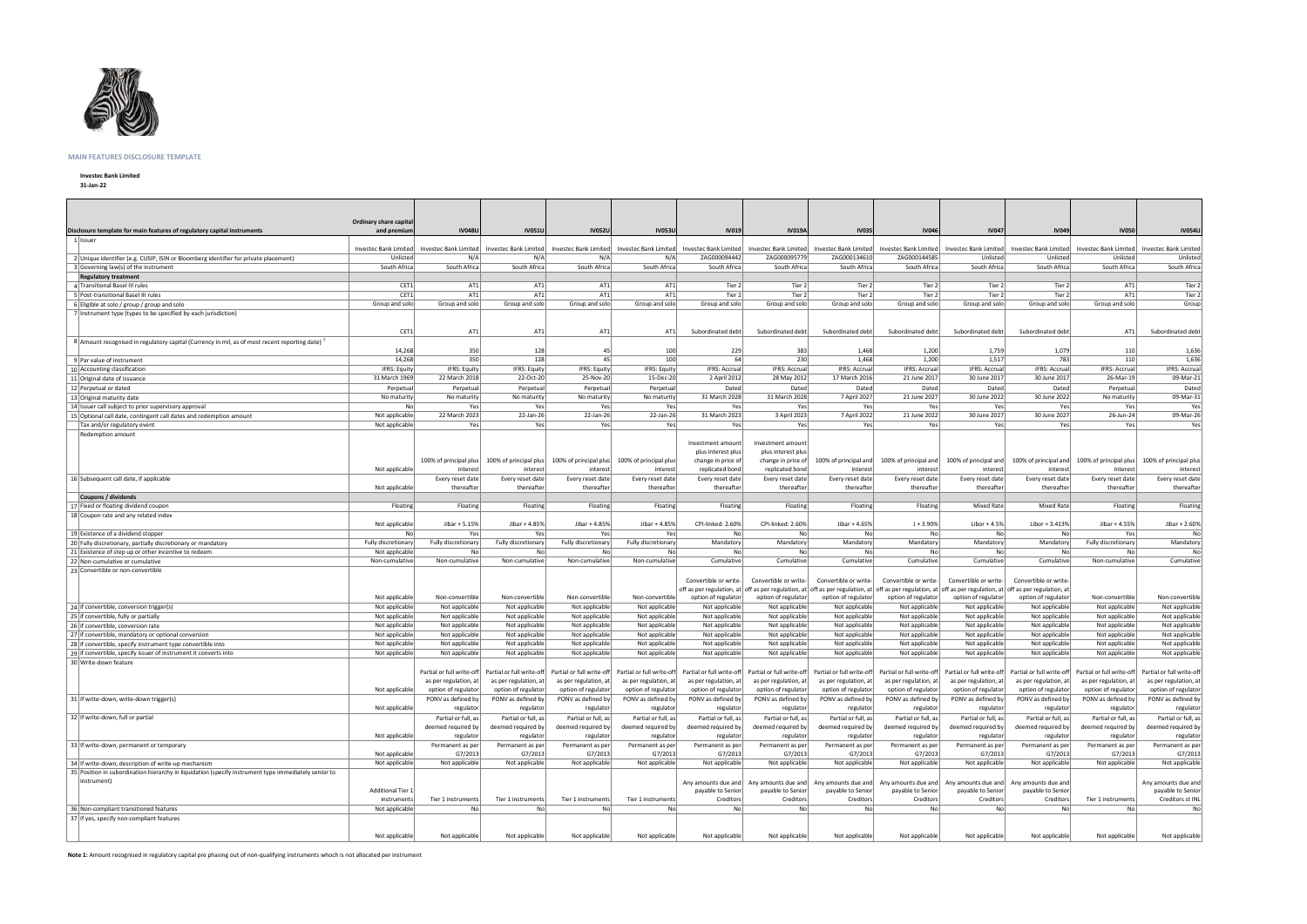**MAIN FEATURES DISCLOSURE TEMPLATE**

**Investec Bank Limited**

**31-Jan-22**

| | Disclosure template for main features of regulatory capital instruments | Ordinary share capital and premium | IV048U | IV051U | IV052U | IV053U | IV019 | IV019A | IV035 | IV046 | IV047 | IV049 | IV050 | IV054U |
|---|---|---|---|---|---|---|---|---|---|---|---|---|---|---|
| 1 | Issuer | Investec Bank Limited | Investec Bank Limited | Investec Bank Limited | Investec Bank Limited | Investec Bank Limited | Investec Bank Limited | Investec Bank Limited | Investec Bank Limited | Investec Bank Limited | Investec Bank Limited | Investec Bank Limited | Investec Bank Limited | Investec Bank Limited |
| 2 | Unique identifier (e.g. CUSIP, ISIN or Bloomberg identifier for private placement) | Unlisted | N/A | N/A | N/A | N/A | ZAG000094442 | ZAG000095779 | ZAG000134610 | ZAG000144585 | Unlisted | Unlisted | Unlisted | Unlisted |
| 3 | Governing law(s) of the instrument | South Africa | South Africa | South Africa | South Africa | South Africa | South Africa | South Africa | South Africa | South Africa | South Africa | South Africa | South Africa | South Africa |
| | **Regulatory treatment** | | | | | | | | | | | | | |
| 4 | Transitional Basel III rules | CET1 | AT1 | AT1 | AT1 | AT1 | Tier 2 | Tier 2 | Tier 2 | Tier 2 | Tier 2 | Tier 2 | AT1 | Tier 2 |
| 5 | Post-transitional Basel III rules | CET1 | AT1 | AT1 | AT1 | AT1 | Tier 2 | Tier 2 | Tier 2 | Tier 2 | Tier 2 | Tier 2 | AT1 | Tier 2 |
| 6 | Eligible at solo / group / group and solo | Group and solo | Group and solo | Group and solo | Group and solo | Group and solo | Group and solo | Group and solo | Group and solo | Group and solo | Group and solo | Group and solo | Group and solo | Group |
| 7 | Instrument type (types to be specified by each jurisdiction) | CET1 | AT1 | AT1 | AT1 | AT1 | Subordinated debt | Subordinated debt | Subordinated debt | Subordinated debt | Subordinated debt | Subordinated debt | AT1 | Subordinated debt |
| 8 | Amount recognised in regulatory capital (Currency in mil, as of most recent reporting date) [1] | 14,268 | 350 | 128 | 45 | 100 | 229 | 383 | 1,468 | 1,200 | 1,759 | 1,079 | 110 | 1,636 |
| 9 | Par value of instrument | 14,268 | 350 | 128 | 45 | 100 | 64 | 230 | 1,468 | 1,200 | 1,517 | 783 | 110 | 1,636 |
| 10 | Accounting classification | IFRS: Equity | IFRS: Equity | IFRS: Equity | IFRS: Equity | IFRS: Equity | IFRS: Accrual | IFRS: Accrual | IFRS: Accrual | IFRS: Accrual | IFRS: Accrual | IFRS: Accrual | IFRS: Accrual | IFRS: Accrual |
| 11 | Original date of issuance | 31 March 1969 | 22 March 2018 | 22-Oct-20 | 25-Nov-20 | 15-Dec-20 | 2 April 2012 | 28 May 2012 | 17 March 2016 | 21 June 2017 | 30 June 2017 | 30 June 2017 | 26-Mar-19 | 09-Mar-21 |
| 12 | Perpetual or dated | Perpetual | Perpetual | Perpetual | Perpetual | Perpetual | Dated | Dated | Dated | Dated | Dated | Dated | Perpetual | Dated |
| 13 | Original maturity date | No maturity | No maturity | No maturity | No maturity | No maturity | 31 March 2028 | 31 March 2028 | 7 April 2027 | 21 June 2027 | 30 June 2022 | 30 June 2022 | No maturity | 09-Mar-31 |
| 14 | Issuer call subject to prior supervisory approval | No | Yes | Yes | Yes | Yes | Yes | Yes | Yes | Yes | Yes | Yes | Yes | Yes |
| 15 | Optional call date, contingent call dates and redemption amount | Not applicable | 22 March 2023 | 22-Jan-26 | 22-Jan-26 | 22-Jan-26 | 31 March 2023 | 3 April 2023 | 7 April 2022 | 21 June 2022 | 30 June 2027 | 30 June 2027 | 26-Jun-24 | 09-Mar-26 |
| | Tax and/or regulatory event | Not applicable | Yes | Yes | Yes | Yes | Yes | Yes | Yes | Yes | Yes | Yes | Yes | Yes |
| | Redemption amount | Not applicable | 100% of principal plus interest | 100% of principal plus interest | 100% of principal plus interest | 100% of principal plus interest | Investment amount plus interest plus change in price of replicated bond | Investment amount plus interest plus change in price of replicated bond | 100% of principal and interest | 100% of principal and interest | 100% of principal and interest | 100% of principal and interest | 100% of principal plus interest | 100% of principal plus interest |
| 16 | Subsequent call date, if applicable | Not applicable | Every reset date thereafter | Every reset date thereafter | Every reset date thereafter | Every reset date thereafter | Every reset date thereafter | Every reset date thereafter | Every reset date thereafter | Every reset date thereafter | Every reset date thereafter | Every reset date thereafter | Every reset date thereafter | Every reset date thereafter |
| | **Coupons / dividends** | | | | | | | | | | | | | |
| 17 | Fixed or floating dividend coupon | Floating | Floating | Floating | Floating | Floating | Floating | Floating | Floating | Floating | Mixed Rate | Mixed Rate | Floating | Floating |
| 18 | Coupon rate and any related index | Not applicable | Jibar + 5.15% | Jibar + 4.85% | Jibar + 4.85% | Jibar + 4.85% | CPI-linked: 2.60% | CPI-linked: 2.60% | Jibar + 4.65% | J + 3.90% | Libor + 4.5% | Libor + 3.413% | Jibar + 4.55% | Jibar + 2.60% |
| 19 | Existence of a dividend stopper | No | Yes | Yes | Yes | Yes | No | No | No | No | No | No | Yes | No |
| 20 | Fully discretionary, partially discretionary or mandatory | Fully discretionary | Fully discretionary | Fully discretionary | Fully discretionary | Fully discretionary | Mandatory | Mandatory | Mandatory | Mandatory | Mandatory | Mandatory | Fully discretionary | Mandatory |
| 21 | Existence of step up or other incentive to redeem | Not applicable | No | No | No | No | No | No | No | No | No | No | No | No |
| 22 | Non-cumulative or cumulative | Non-cumulative | Non-cumulative | Non-cumulative | Non-cumulative | Non-cumulative | Cumulative | Cumulative | Cumulative | Cumulative | Cumulative | Cumulative | Non-cumulative | Cumulative |
| 23 | Convertible or non-convertible | Not applicable | Non-convertible | Non-convertible | Non-convertible | Non-convertible | Convertible or write-off as per regulation, at option of regulator | Convertible or write-off as per regulation, at option of regulator | Convertible or write-off as per regulation, at option of regulator | Convertible or write-off as per regulation, at option of regulator | Convertible or write-off as per regulation, at option of regulator | Convertible or write-off as per regulation, at option of regulator | Non-convertible | Non-convertible |
| 24 | If convertible, conversion trigger(s) | Not applicable | Not applicable | Not applicable | Not applicable | Not applicable | Not applicable | Not applicable | Not applicable | Not applicable | Not applicable | Not applicable | Not applicable | Not applicable |
| 25 | If convertible, fully or partially | Not applicable | Not applicable | Not applicable | Not applicable | Not applicable | Not applicable | Not applicable | Not applicable | Not applicable | Not applicable | Not applicable | Not applicable | Not applicable |
| 26 | If convertible, conversion rate | Not applicable | Not applicable | Not applicable | Not applicable | Not applicable | Not applicable | Not applicable | Not applicable | Not applicable | Not applicable | Not applicable | Not applicable | Not applicable |
| 27 | If convertible, mandatory or optional conversion | Not applicable | Not applicable | Not applicable | Not applicable | Not applicable | Not applicable | Not applicable | Not applicable | Not applicable | Not applicable | Not applicable | Not applicable | Not applicable |
| 28 | If convertible, specify instrument type convertible into | Not applicable | Not applicable | Not applicable | Not applicable | Not applicable | Not applicable | Not applicable | Not applicable | Not applicable | Not applicable | Not applicable | Not applicable | Not applicable |
| 29 | If convertible, specify issuer of instrument it converts into | Not applicable | Not applicable | Not applicable | Not applicable | Not applicable | Not applicable | Not applicable | Not applicable | Not applicable | Not applicable | Not applicable | Not applicable | Not applicable |
| 30 | Write-down feature | Not applicable | Partial or full write-off as per regulation, at option of regulator | Partial or full write-off as per regulation, at option of regulator | Partial or full write-off as per regulation, at option of regulator | Partial or full write-off as per regulation, at option of regulator | Partial or full write-off as per regulation, at option of regulator | Partial or full write-off as per regulation, at option of regulator | Partial or full write-off as per regulation, at option of regulator | Partial or full write-off as per regulation, at option of regulator | Partial or full write-off as per regulation, at option of regulator | Partial or full write-off as per regulation, at option of regulator | Partial or full write-off as per regulation, at option of regulator | Partial or full write-off as per regulation, at option of regulator |
| 31 | If write-down, write-down trigger(s) | Not applicable | PONV as defined by regulator | PONV as defined by regulator | PONV as defined by regulator | PONV as defined by regulator | PONV as defined by regulator | PONV as defined by regulator | PONV as defined by regulator | PONV as defined by regulator | PONV as defined by regulator | PONV as defined by regulator | PONV as defined by regulator | PONV as defined by regulator |
| 32 | If write-down, full or partial | Not applicable | Partial or full, as deemed required by regulator | Partial or full, as deemed required by regulator | Partial or full, as deemed required by regulator | Partial or full, as deemed required by regulator | Partial or full, as deemed required by regulator | Partial or full, as deemed required by regulator | Partial or full, as deemed required by regulator | Partial or full, as deemed required by regulator | Partial or full, as deemed required by regulator | Partial or full, as deemed required by regulator | Partial or full, as deemed required by regulator | Partial or full, as deemed required by regulator |
| 33 | If write-down, permanent or temporary | Not applicable | Permanent as per G7/2013 | Permanent as per G7/2013 | Permanent as per G7/2013 | Permanent as per G7/2013 | Permanent as per G7/2013 | Permanent as per G7/2013 | Permanent as per G7/2013 | Permanent as per G7/2013 | Permanent as per G7/2013 | Permanent as per G7/2013 | Permanent as per G7/2013 | Permanent as per G7/2013 |
| 34 | If write-down, description of write-up mechanism | Not applicable | Not applicable | Not applicable | Not applicable | Not applicable | Not applicable | Not applicable | Not applicable | Not applicable | Not applicable | Not applicable | Not applicable | Not applicable |
| 35 | Position in subordination hierarchy in liquidation (specify instrument type immediately senior to instrument) | Additional Tier 1 instruments | Tier 1 instruments | Tier 1 instruments | Tier 1 instruments | Tier 1 instruments | Any amounts due and payable to Senior Creditors | Any amounts due and payable to Senior Creditors | Any amounts due and payable to Senior Creditors | Any amounts due and payable to Senior Creditors | Any amounts due and payable to Senior Creditors | Any amounts due and payable to Senior Creditors | Tier 1 instruments | Any amounts due and payable to Senior Creditors st INL |
| 36 | Non-compliant transitioned features | Not applicable | No | No | No | No | No | No | No | No | No | No | No | No |
| 37 | If yes, specify non-compliant features | Not applicable | Not applicable | Not applicable | Not applicable | Not applicable | Not applicable | Not applicable | Not applicable | Not applicable | Not applicable | Not applicable | Not applicable | Not applicable |

**Note 1:** Amount recognised in regulatory capital pre phasing out of non-qualifying instruments whoch is not allocated per instrument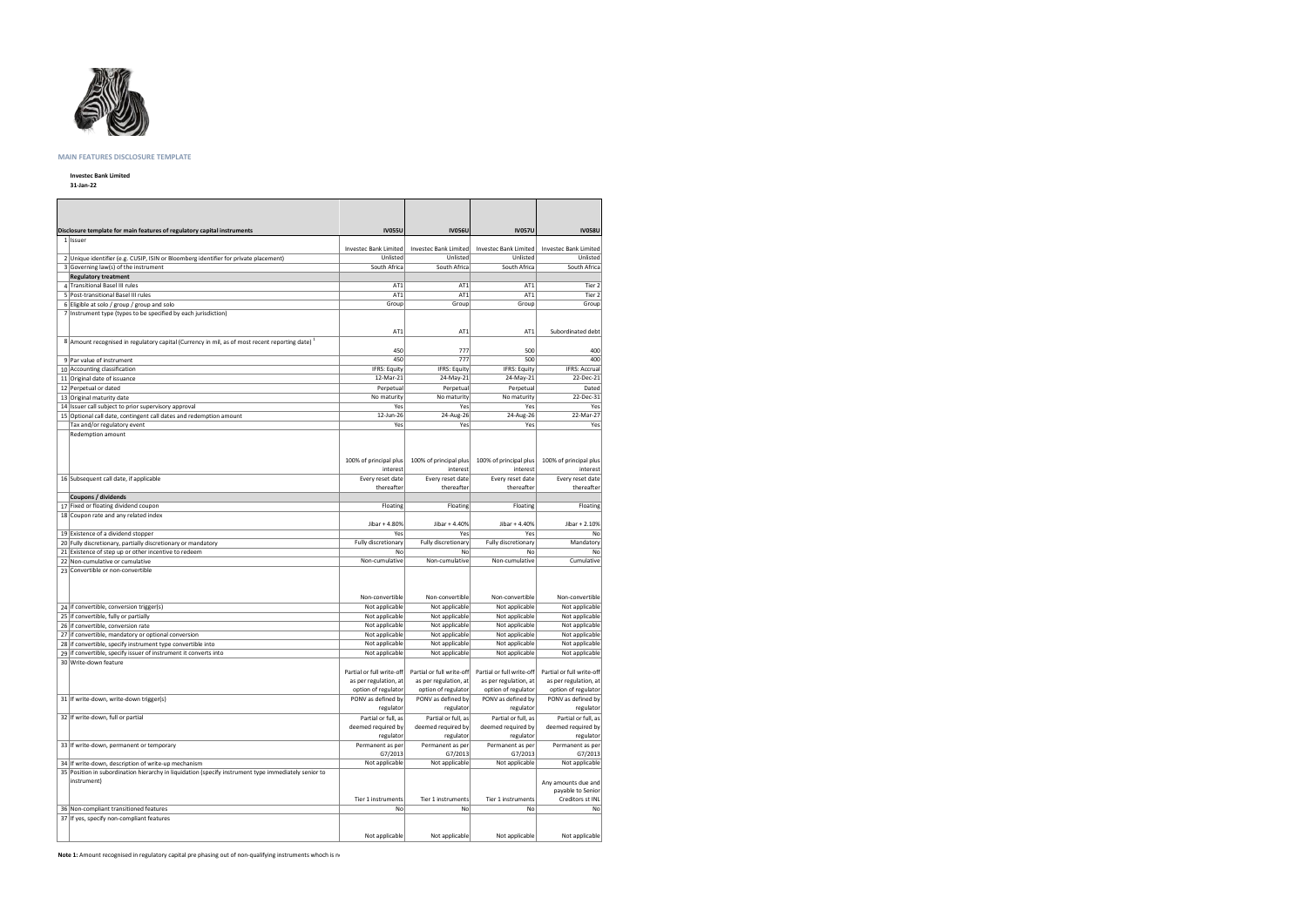**MAIN FEATURES DISCLOSURE TEMPLATE**

**Investec Bank Limited**

**31-Jan-22**

| | Disclosure template for main features of regulatory capital instruments | IV055U | IV056U | IV057U | IV058U |
|---|---|---|---|---|---|
| 1 | Issuer | Investec Bank Limited | Investec Bank Limited | Investec Bank Limited | Investec Bank Limited |
| 2 | Unique identifier (e.g. CUSIP, ISIN or Bloomberg identifier for private placement) | Unlisted | Unlisted | Unlisted | Unlisted |
| 3 | Governing law(s) of the instrument | South Africa | South Africa | South Africa | South Africa |
| | **Regulatory treatment** | | | | |
| 4 | Transitional Basel III rules | AT1 | AT1 | AT1 | Tier 2 |
| 5 | Post-transitional Basel III rules | AT1 | AT1 | AT1 | Tier 2 |
| 6 | Eligible at solo / group / group and solo | Group | Group | Group | Group |
| 7 | Instrument type (types to be specified by each jurisdiction) | AT1 | AT1 | AT1 | Subordinated debt |
| 8 | Amount recognised in regulatory capital (Currency in mil, as of most recent reporting date) [1] | 450 | 777 | 500 | 400 |
| 9 | Par value of instrument | 450 | 777 | 500 | 400 |
| 10 | Accounting classification | IFRS: Equity | IFRS: Equity | IFRS: Equity | IFRS: Accrual |
| 11 | Original date of issuance | 12-Mar-21 | 24-May-21 | 24-May-21 | 22-Dec-21 |
| 12 | Perpetual or dated | Perpetual | Perpetual | Perpetual | Dated |
| 13 | Original maturity date | No maturity | No maturity | No maturity | 22-Dec-31 |
| 14 | Issuer call subject to prior supervisory approval | Yes | Yes | Yes | Yes |
| 15 | Optional call date, contingent call dates and redemption amount | 12-Jun-26 | 24-Aug-26 | 24-Aug-26 | 22-Mar-27 |
| | Tax and/or regulatory event | Yes | Yes | Yes | Yes |
| | Redemption amount | 100% of principal plus interest | 100% of principal plus interest | 100% of principal plus interest | 100% of principal plus interest |
| 16 | Subsequent call date, if applicable | Every reset date thereafter | Every reset date thereafter | Every reset date thereafter | Every reset date thereafter |
| | **Coupons / dividends** | | | | |
| 17 | Fixed or floating dividend coupon | Floating | Floating | Floating | Floating |
| 18 | Coupon rate and any related index | Jibar + 4.80% | Jibar + 4.40% | Jibar + 4.40% | Jibar + 2.10% |
| 19 | Existence of a dividend stopper | Yes | Yes | Yes | No |
| 20 | Fully discretionary, partially discretionary or mandatory | Fully discretionary | Fully discretionary | Fully discretionary | Mandatory |
| 21 | Existence of step up or other incentive to redeem | No | No | No | No |
| 22 | Non-cumulative or cumulative | Non-cumulative | Non-cumulative | Non-cumulative | Cumulative |
| 23 | Convertible or non-convertible | Non-convertible | Non-convertible | Non-convertible | Non-convertible |
| 24 | If convertible, conversion trigger(s) | Not applicable | Not applicable | Not applicable | Not applicable |
| 25 | If convertible, fully or partially | Not applicable | Not applicable | Not applicable | Not applicable |
| 26 | If convertible, conversion rate | Not applicable | Not applicable | Not applicable | Not applicable |
| 27 | If convertible, mandatory or optional conversion | Not applicable | Not applicable | Not applicable | Not applicable |
| 28 | If convertible, specify instrument type convertible into | Not applicable | Not applicable | Not applicable | Not applicable |
| 29 | If convertible, specify issuer of instrument it converts into | Not applicable | Not applicable | Not applicable | Not applicable |
| 30 | Write-down feature | Partial or full write-off as per regulation, at option of regulator | Partial or full write-off as per regulation, at option of regulator | Partial or full write-off as per regulation, at option of regulator | Partial or full write-off as per regulation, at option of regulator |
| 31 | If write-down, write-down trigger(s) | PONV as defined by regulator | PONV as defined by regulator | PONV as defined by regulator | PONV as defined by regulator |
| 32 | If write-down, full or partial | Partial or full, as deemed required by regulator | Partial or full, as deemed required by regulator | Partial or full, as deemed required by regulator | Partial or full, as deemed required by regulator |
| 33 | If write-down, permanent or temporary | Permanent as per G7/2013 | Permanent as per G7/2013 | Permanent as per G7/2013 | Permanent as per G7/2013 |
| 34 | If write-down, description of write-up mechanism | Not applicable | Not applicable | Not applicable | Not applicable |
| 35 | Position in subordination hierarchy in liquidation (specify instrument type immediately senior to instrument) | Tier 1 instruments | Tier 1 instruments | Tier 1 instruments | Any amounts due and payable to Senior Creditors st INL |
| 36 | Non-compliant transitioned features | No | No | No | No |
| 37 | If yes, specify non-compliant features | Not applicable | Not applicable | Not applicable | Not applicable |

**Note 1:** Amount recognised in regulatory capital pre phasing out of non-qualifying instruments whoch is n